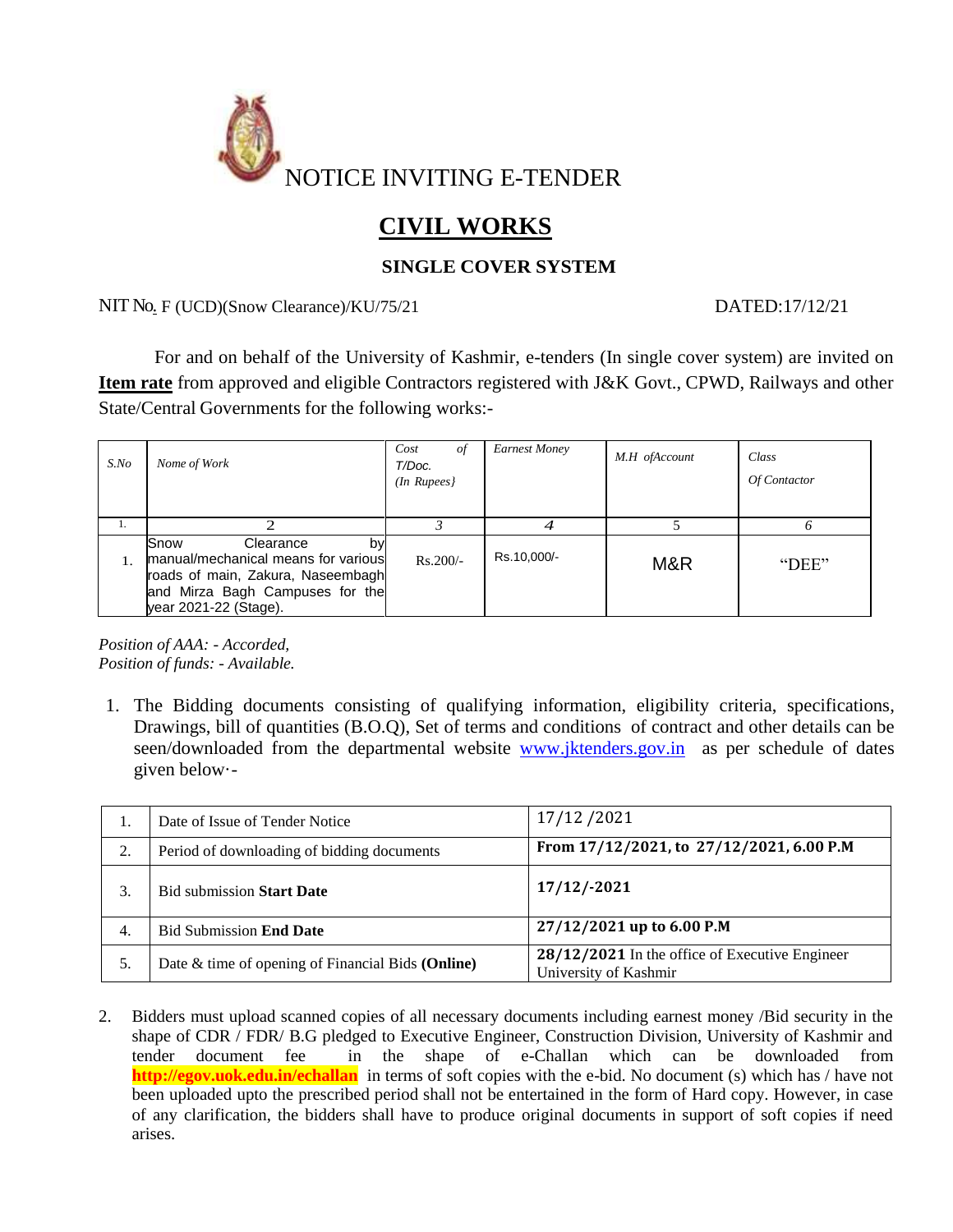# NOTICE INVITING E-TENDER

## CIVIL WORKS

### SINGLE COVER SYSTEM

NIT No. F (UCD)(Snow Clearance)/KU/75/21 DATED:17/12/21

For and on behalf of the University of Kashmir, e-tenders (In single cover system) are invited on **Item rate** from approved and eligible Contractors registered with J&K Govt., CPWD, Railways and other State/Central Governments for the following works:-

| *S.No* | *Nome of Work* | *Cost of T/Doc. (In Rupees}* | *Earnest Money* | *M.H ofAccount* | *Class Of Contactor* |
|---|---|---|---|---|---|
| 1. | 2 | 3 | 4 | 5 | 6 |
| 1. | Snow Clearance by manual/mechanical means for various roads of main, Zakura, Naseembagh and Mirza Bagh Campuses for the year 2021-22 (Stage). | Rs.200/- | Rs.10,000/- | M&R | "DEE" |

*Position of AAA: - Accorded,*
*Position of funds: - Available.*

1. The Bidding documents consisting of qualifying information, eligibility criteria, specifications, Drawings, bill of quantities (B.O.Q), Set of terms and conditions of contract and other details can be seen/downloaded from the departmental website www.jktenders.gov.in as per schedule of dates given below·-

| 1. | Date of Issue of Tender Notice | 17/12 /2021 |
|---|---|---|
| 2. | Period of downloading of bidding documents | **From 17/12/2021, to 27/12/2021, 6.00 P.M** |
| 3. | Bid submission **Start Date** | **17/12/-2021** |
| 4. | Bid Submission **End Date** | **27/12/2021 up to 6.00 P.M** |
| 5. | Date & time of opening of Financial Bids **(Online)** | **28/12/2021** In the office of Executive Engineer University of Kashmir |

2. Bidders must upload scanned copies of all necessary documents including earnest money /Bid security in the shape of CDR / FDR/ B.G pledged to Executive Engineer, Construction Division, University of Kashmir and tender document fee in the shape of e-Challan which can be downloaded from **http://egov.uok.edu.in/echallan** in terms of soft copies with the e-bid. No document (s) which has / have not been uploaded upto the prescribed period shall not be entertained in the form of Hard copy. However, in case of any clarification, the bidders shall have to produce original documents in support of soft copies if need arises.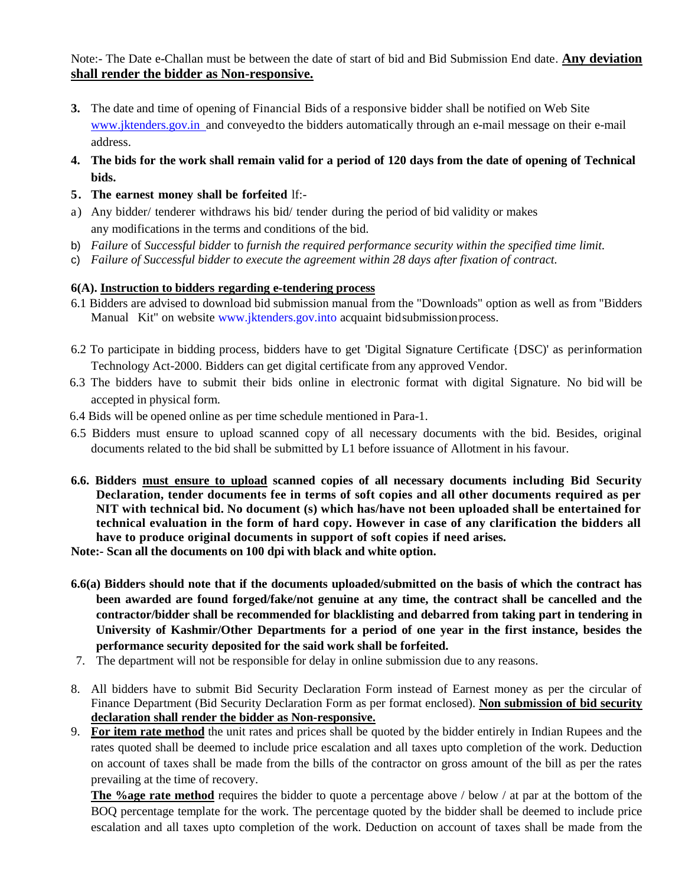Note:- The Date e-Challan must be between the date of start of bid and Bid Submission End date. **<u>Any deviation shall render the bidder as Non-responsive.</u>**

3. The date and time of opening of Financial Bids of a responsive bidder shall be notified on Web Site www.jktenders.gov.in and conveyed to the bidders automatically through an e-mail message on their e-mail address.
4. **The bids for the work shall remain valid for a period of 120 days from the date of opening of Technical bids.**
5. **The earnest money shall be forfeited** lf:-

a) Any bidder/ tenderer withdraws his bid/ tender during the period of bid validity or makes any modifications in the terms and conditions of the bid.

b) *Failure* of *Successful bidder* to *furnish the required performance security within the specified time limit.*

c) *Failure of Successful bidder to execute the agreement within 28 days after fixation of contract.*

**6(A). <u>Instruction to bidders regarding e-tendering process</u>**

6.1 Bidders are advised to download bid submission manual from the "Downloads" option as well as from "Bidders Manual Kit" on website www.jktenders.gov.into acquaint bid submission process.

6.2 To participate in bidding process, bidders have to get 'Digital Signature Certificate {DSC)' as per information Technology Act-2000. Bidders can get digital certificate from any approved Vendor.

6.3 The bidders have to submit their bids online in electronic format with digital Signature. No bid will be accepted in physical form.

6.4 Bids will be opened online as per time schedule mentioned in Para-1.

6.5 Bidders must ensure to upload scanned copy of all necessary documents with the bid. Besides, original documents related to the bid shall be submitted by L1 before issuance of Allotment in his favour.

**6.6. Bidders <u>must ensure to upload</u> scanned copies of all necessary documents including Bid Security Declaration, tender documents fee in terms of soft copies and all other documents required as per NIT with technical bid. No document (s) which has/have not been uploaded shall be entertained for technical evaluation in the form of hard copy. However in case of any clarification the bidders all have to produce original documents in support of soft copies if need arises.**

**Note:- Scan all the documents on 100 dpi with black and white option.**

**6.6(a) Bidders should note that if the documents uploaded/submitted on the basis of which the contract has been awarded are found forged/fake/not genuine at any time, the contract shall be cancelled and the contractor/bidder shall be recommended for blacklisting and debarred from taking part in tendering in University of Kashmir/Other Departments for a period of one year in the first instance, besides the performance security deposited for the said work shall be forfeited.**

7. The department will not be responsible for delay in online submission due to any reasons.

8. All bidders have to submit Bid Security Declaration Form instead of Earnest money as per the circular of Finance Department (Bid Security Declaration Form as per format enclosed). **<u>Non submission of bid security declaration shall render the bidder as Non-responsive.</u>**

9. **<u>For item rate method</u>** the unit rates and prices shall be quoted by the bidder entirely in Indian Rupees and the rates quoted shall be deemed to include price escalation and all taxes upto completion of the work. Deduction on account of taxes shall be made from the bills of the contractor on gross amount of the bill as per the rates prevailing at the time of recovery.

   **<u>The %age rate method</u>** requires the bidder to quote a percentage above / below / at par at the bottom of the BOQ percentage template for the work. The percentage quoted by the bidder shall be deemed to include price escalation and all taxes upto completion of the work. Deduction on account of taxes shall be made from the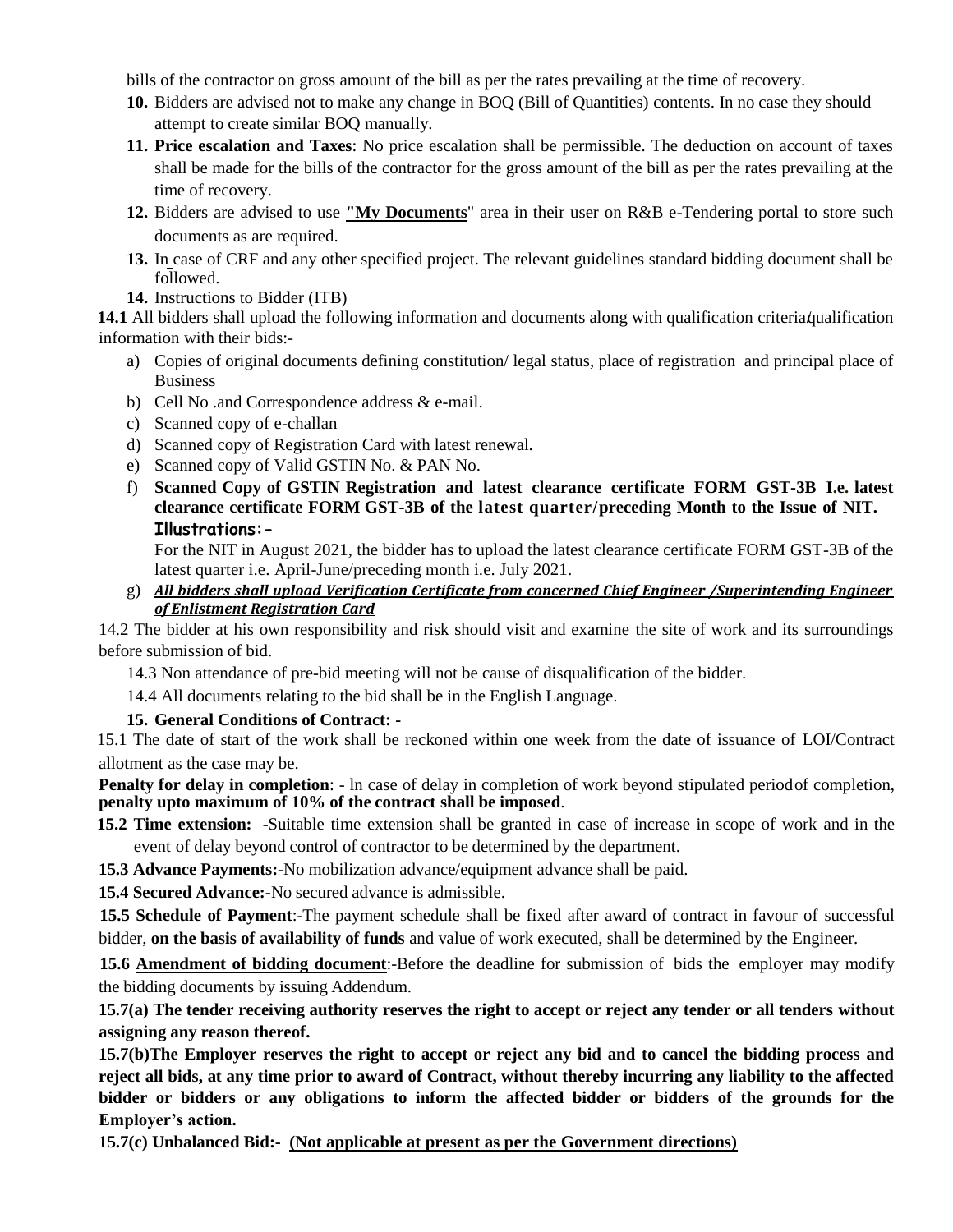bills of the contractor on gross amount of the bill as per the rates prevailing at the time of recovery.

10. Bidders are advised not to make any change in BOQ (Bill of Quantities) contents. In no case they should attempt to create similar BOQ manually.
11. **Price escalation and Taxes**: No price escalation shall be permissible. The deduction on account of taxes shall be made for the bills of the contractor for the gross amount of the bill as per the rates prevailing at the time of recovery.
12. Bidders are advised to use **"My Documents**" area in their user on R&B e-Tendering portal to store such documents as are required.
13. In case of CRF and any other specified project. The relevant guidelines standard bidding document shall be followed.
14. Instructions to Bidder (ITB)

**14.1** All bidders shall upload the following information and documents along with qualification criteria/qualification information with their bids:-

a) Copies of original documents defining constitution/ legal status, place of registration and principal place of Business
b) Cell No .and Correspondence address & e-mail.
c) Scanned copy of e-challan
d) Scanned copy of Registration Card with latest renewal.
e) Scanned copy of Valid GSTIN No. & PAN No.
f) **Scanned Copy of GSTIN Registration and latest clearance certificate FORM GST-3B I.e. latest clearance certificate FORM GST-3B of the latest quarter/preceding Month to the Issue of NIT.**
   **Illustrations:-**
   For the NIT in August 2021, the bidder has to upload the latest clearance certificate FORM GST-3B of the latest quarter i.e. April-June/preceding month i.e. July 2021.
g) ***All bidders shall upload Verification Certificate from concerned Chief Engineer /Superintending Engineer of Enlistment Registration Card***

14.2 The bidder at his own responsibility and risk should visit and examine the site of work and its surroundings before submission of bid.

14.3 Non attendance of pre-bid meeting will not be cause of disqualification of the bidder.

14.4 All documents relating to the bid shall be in the English Language.

**15. General Conditions of Contract: -**

15.1 The date of start of the work shall be reckoned within one week from the date of issuance of LOI/Contract allotment as the case may be.

**Penalty for delay in completion**: - ln case of delay in completion of work beyond stipulated period of completion, **penalty upto maximum of 10% of the contract shall be imposed**.

**15.2 Time extension:** -Suitable time extension shall be granted in case of increase in scope of work and in the event of delay beyond control of contractor to be determined by the department.

**15.3 Advance Payments:-**No mobilization advance/equipment advance shall be paid.

**15.4 Secured Advance:-**No secured advance is admissible.

**15.5 Schedule of Payment**:-The payment schedule shall be fixed after award of contract in favour of successful bidder, **on the basis of availability of funds** and value of work executed, shall be determined by the Engineer.

**15.6 Amendment of bidding document**:-Before the deadline for submission of bids the employer may modify the bidding documents by issuing Addendum.

**15.7(a) The tender receiving authority reserves the right to accept or reject any tender or all tenders without assigning any reason thereof.**

**15.7(b)The Employer reserves the right to accept or reject any bid and to cancel the bidding process and reject all bids, at any time prior to award of Contract, without thereby incurring any liability to the affected bidder or bidders or any obligations to inform the affected bidder or bidders of the grounds for the Employer's action.**

**15.7(c) Unbalanced Bid:- (Not applicable at present as per the Government directions)**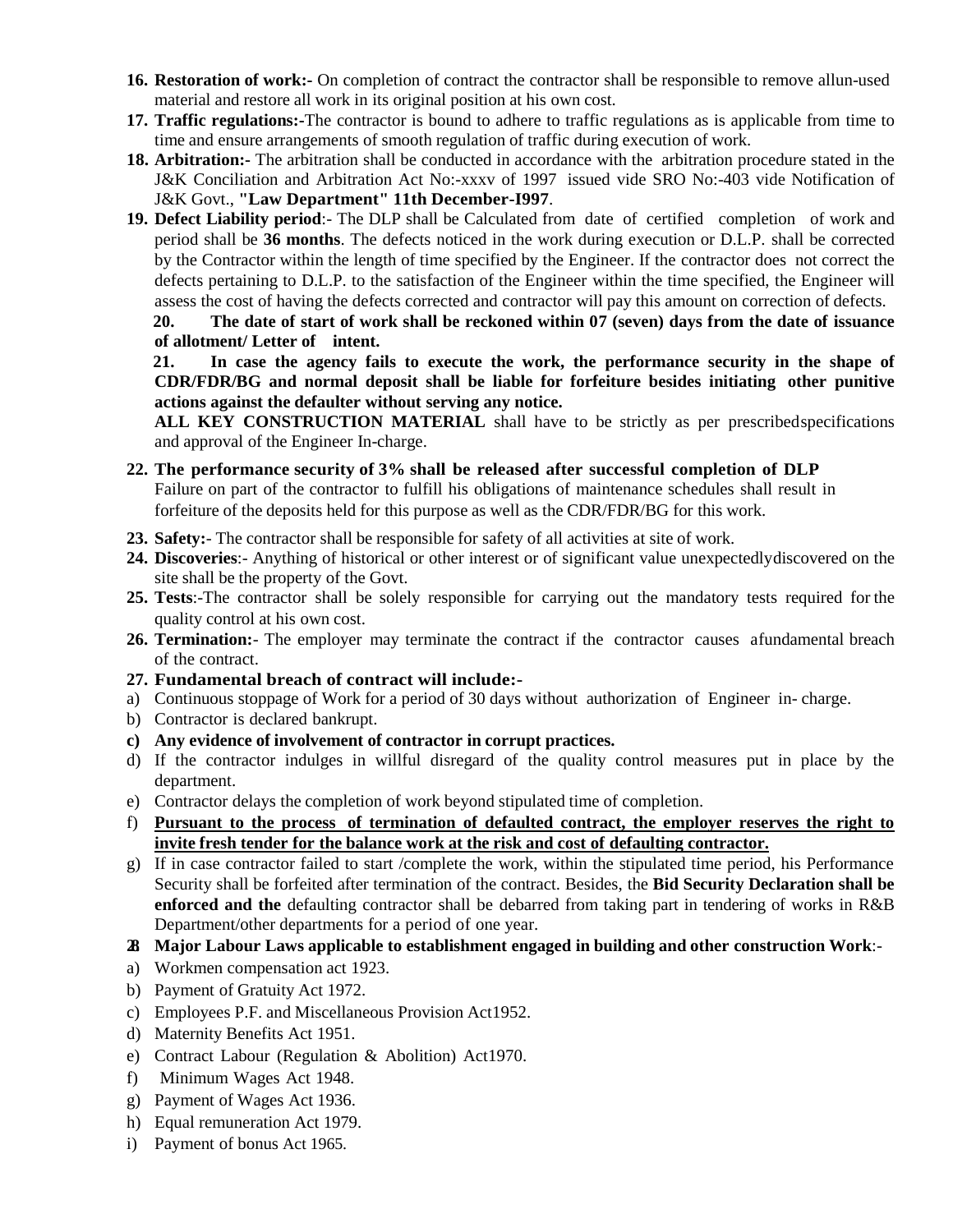16. **Restoration of work:-** On completion of contract the contractor shall be responsible to remove allun-used material and restore all work in its original position at his own cost.
17. **Traffic regulations:-**The contractor is bound to adhere to traffic regulations as is applicable from time to time and ensure arrangements of smooth regulation of traffic during execution of work.
18. **Arbitration:-** The arbitration shall be conducted in accordance with the arbitration procedure stated in the J&K Conciliation and Arbitration Act No:-xxxv of 1997 issued vide SRO No:-403 vide Notification of J&K Govt., **"Law Department" 11th December-I997**.
19. **Defect Liability period**:- The DLP shall be Calculated from date of certified completion of work and period shall be **36 months**. The defects noticed in the work during execution or D.L.P. shall be corrected by the Contractor within the length of time specified by the Engineer. If the contractor does not correct the defects pertaining to D.L.P. to the satisfaction of the Engineer within the time specified, the Engineer will assess the cost of having the defects corrected and contractor will pay this amount on correction of defects.

    **20. The date of start of work shall be reckoned within 07 (seven) days from the date of issuance of allotment/ Letter of intent.**

    **21. In case the agency fails to execute the work, the performance security in the shape of CDR/FDR/BG and normal deposit shall be liable for forfeiture besides initiating other punitive actions against the defaulter without serving any notice.**

    **ALL KEY CONSTRUCTION MATERIAL** shall have to be strictly as per prescribedspecifications and approval of the Engineer In-charge.

22. **The performance security of 3% shall be released after successful completion of DLP**
    Failure on part of the contractor to fulfill his obligations of maintenance schedules shall result in forfeiture of the deposits held for this purpose as well as the CDR/FDR/BG for this work.
23. **Safety:**- The contractor shall be responsible for safety of all activities at site of work.
24. **Discoveries**:- Anything of historical or other interest or of significant value unexpectedlydiscovered on the site shall be the property of the Govt.
25. **Tests**:-The contractor shall be solely responsible for carrying out the mandatory tests required for the quality control at his own cost.
26. **Termination:**- The employer may terminate the contract if the contractor causes afundamental breach of the contract.
27. **Fundamental breach of contract will include:-**

a) Continuous stoppage of Work for a period of 30 days without authorization of Engineer in- charge.
b) Contractor is declared bankrupt.
c) **Any evidence of involvement of contractor in corrupt practices.**
d) If the contractor indulges in willful disregard of the quality control measures put in place by the department.
e) Contractor delays the completion of work beyond stipulated time of completion.
f) <u>**Pursuant to the process of termination of defaulted contract, the employer reserves the right to invite fresh tender for the balance work at the risk and cost of defaulting contractor.**</u>
g) If in case contractor failed to start /complete the work, within the stipulated time period, his Performance Security shall be forfeited after termination of the contract. Besides, the **Bid Security Declaration shall be enforced and the** defaulting contractor shall be debarred from taking part in tendering of works in R&B Department/other departments for a period of one year.

**28 Major Labour Laws applicable to establishment engaged in building and other construction Work**:-

a) Workmen compensation act 1923.
b) Payment of Gratuity Act 1972.
c) Employees P.F. and Miscellaneous Provision Act1952.
d) Maternity Benefits Act 1951.
e) Contract Labour (Regulation & Abolition) Act1970.
f) Minimum Wages Act 1948.
g) Payment of Wages Act 1936.
h) Equal remuneration Act 1979.
i) Payment of bonus Act 1965.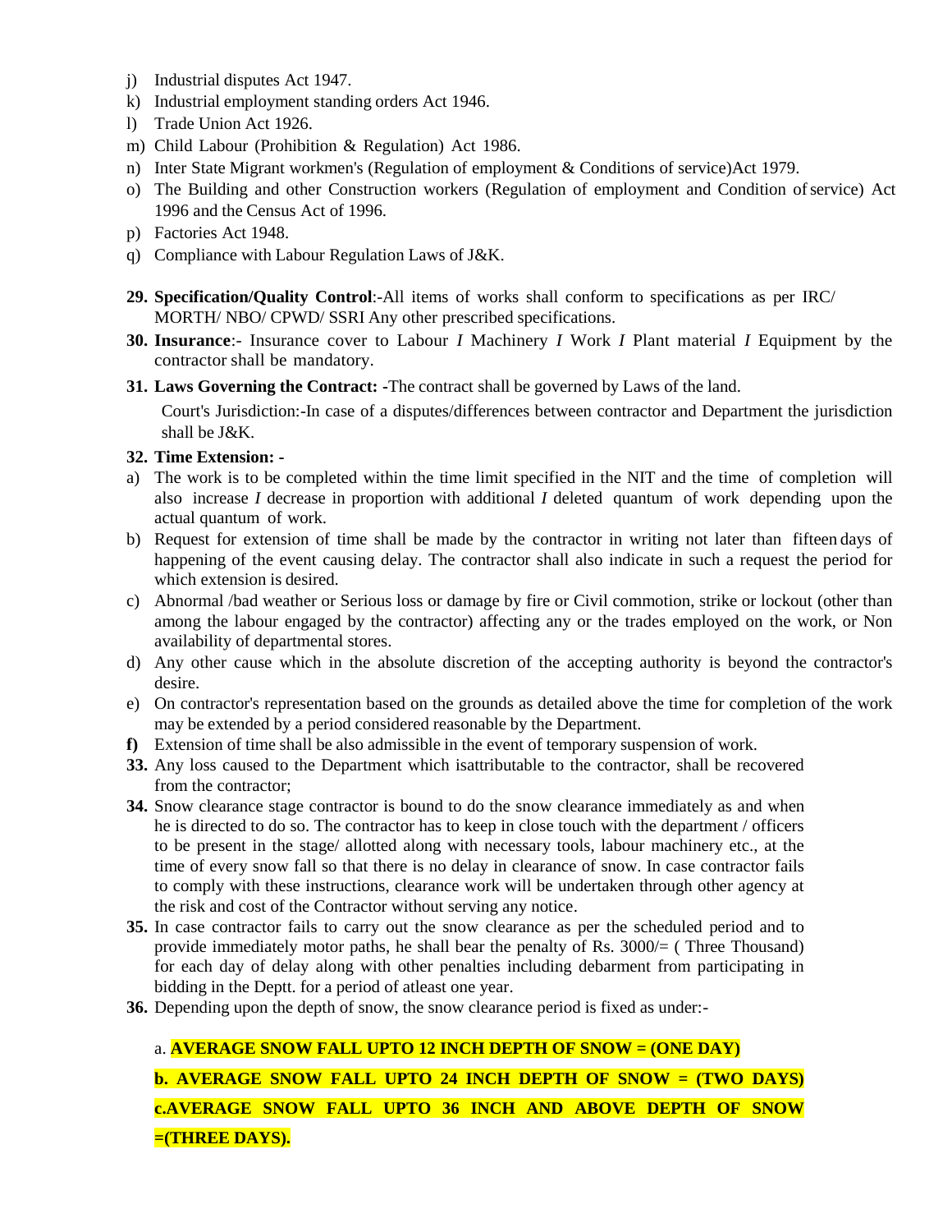j) Industrial disputes Act 1947.
k) Industrial employment standing orders Act 1946.
l) Trade Union Act 1926.
m) Child Labour (Prohibition & Regulation) Act 1986.
n) Inter State Migrant workmen's (Regulation of employment & Conditions of service)Act 1979.
o) The Building and other Construction workers (Regulation of employment and Condition of service) Act 1996 and the Census Act of 1996.
p) Factories Act 1948.
q) Compliance with Labour Regulation Laws of J&K.

**29. Specification/Quality Control**:-All items of works shall conform to specifications as per IRC/ MORTH/ NBO/ CPWD/ SSRI Any other prescribed specifications.

**30. Insurance**:- Insurance cover to Labour *I* Machinery *I* Work *I* Plant material *I* Equipment by the contractor shall be mandatory.

**31. Laws Governing the Contract: -**The contract shall be governed by Laws of the land.

Court's Jurisdiction:-In case of a disputes/differences between contractor and Department the jurisdiction shall be J&K.

**32. Time Extension: -**

a) The work is to be completed within the time limit specified in the NIT and the time of completion will also increase *I* decrease in proportion with additional *I* deleted quantum of work depending upon the actual quantum of work.
b) Request for extension of time shall be made by the contractor in writing not later than fifteen days of happening of the event causing delay. The contractor shall also indicate in such a request the period for which extension is desired.
c) Abnormal /bad weather or Serious loss or damage by fire or Civil commotion, strike or lockout (other than among the labour engaged by the contractor) affecting any or the trades employed on the work, or Non availability of departmental stores.
d) Any other cause which in the absolute discretion of the accepting authority is beyond the contractor's desire.
e) On contractor's representation based on the grounds as detailed above the time for completion of the work may be extended by a period considered reasonable by the Department.
**f)** Extension of time shall be also admissible in the event of temporary suspension of work.

**33.** Any loss caused to the Department which isattributable to the contractor, shall be recovered from the contractor;

**34.** Snow clearance stage contractor is bound to do the snow clearance immediately as and when he is directed to do so. The contractor has to keep in close touch with the department / officers to be present in the stage/ allotted along with necessary tools, labour machinery etc., at the time of every snow fall so that there is no delay in clearance of snow. In case contractor fails to comply with these instructions, clearance work will be undertaken through other agency at the risk and cost of the Contractor without serving any notice.

**35.** In case contractor fails to carry out the snow clearance as per the scheduled period and to provide immediately motor paths, he shall bear the penalty of Rs. 3000/= ( Three Thousand) for each day of delay along with other penalties including debarment from participating in bidding in the Deptt. for a period of atleast one year.

**36.** Depending upon the depth of snow, the snow clearance period is fixed as under:-

a. **AVERAGE SNOW FALL UPTO 12 INCH DEPTH OF SNOW = (ONE DAY)**

**b. AVERAGE SNOW FALL UPTO 24 INCH DEPTH OF SNOW = (TWO DAYS)**

**c.AVERAGE SNOW FALL UPTO 36 INCH AND ABOVE DEPTH OF SNOW =(THREE DAYS).**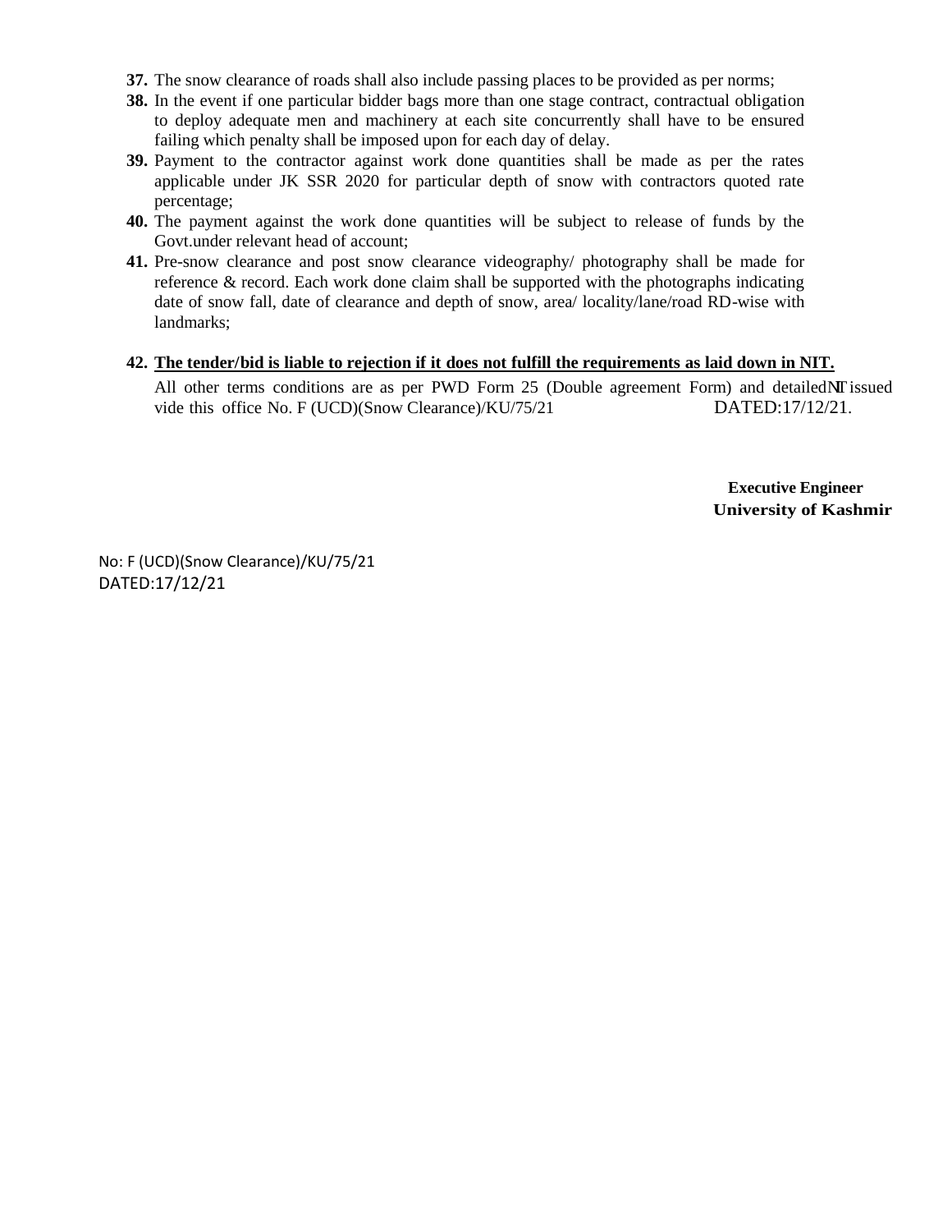37. The snow clearance of roads shall also include passing places to be provided as per norms;
38. In the event if one particular bidder bags more than one stage contract, contractual obligation to deploy adequate men and machinery at each site concurrently shall have to be ensured failing which penalty shall be imposed upon for each day of delay.
39. Payment to the contractor against work done quantities shall be made as per the rates applicable under JK SSR 2020 for particular depth of snow with contractors quoted rate percentage;
40. The payment against the work done quantities will be subject to release of funds by the Govt.under relevant head of account;
41. Pre-snow clearance and post snow clearance videography/ photography shall be made for reference & record. Each work done claim shall be supported with the photographs indicating date of snow fall, date of clearance and depth of snow, area/ locality/lane/road RD-wise with landmarks;
42. **<u>The tender/bid is liable to rejection if it does not fulfill the requirements as laid down in NIT.</u>**

All other terms conditions are as per PWD Form 25 (Double agreement Form) and detailedNIT issued vide this office No. F (UCD)(Snow Clearance)/KU/75/21 DATED:17/12/21.

**Executive Engineer**
**University of Kashmir**

No: F (UCD)(Snow Clearance)/KU/75/21
DATED:17/12/21